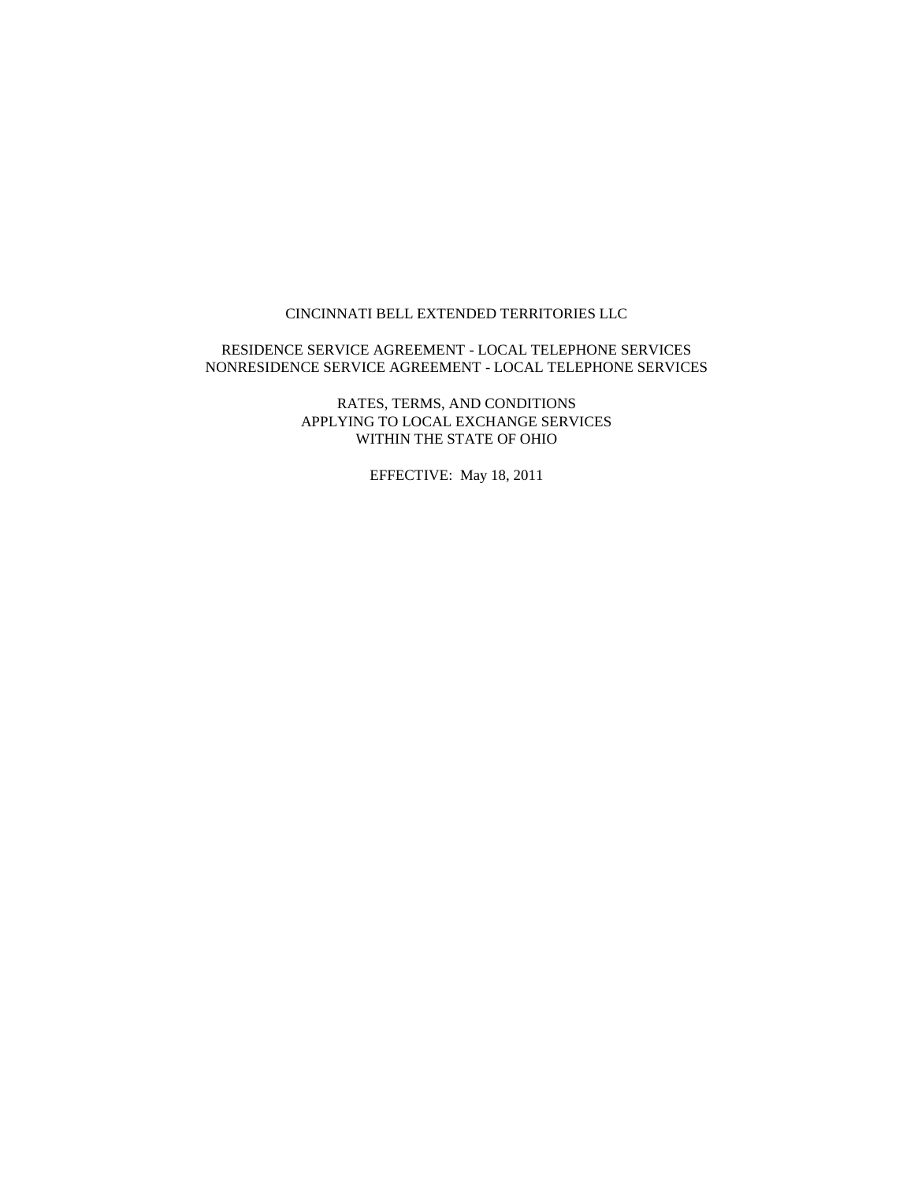# CINCINNATI BELL EXTENDED TERRITORIES LLC

RESIDENCE SERVICE AGREEMENT - LOCAL TELEPHONE SERVICES
NONRESIDENCE SERVICE AGREEMENT - LOCAL TELEPHONE SERVICES

RATES, TERMS, AND CONDITIONS
APPLYING TO LOCAL EXCHANGE SERVICES
WITHIN THE STATE OF OHIO

EFFECTIVE: May 18, 2011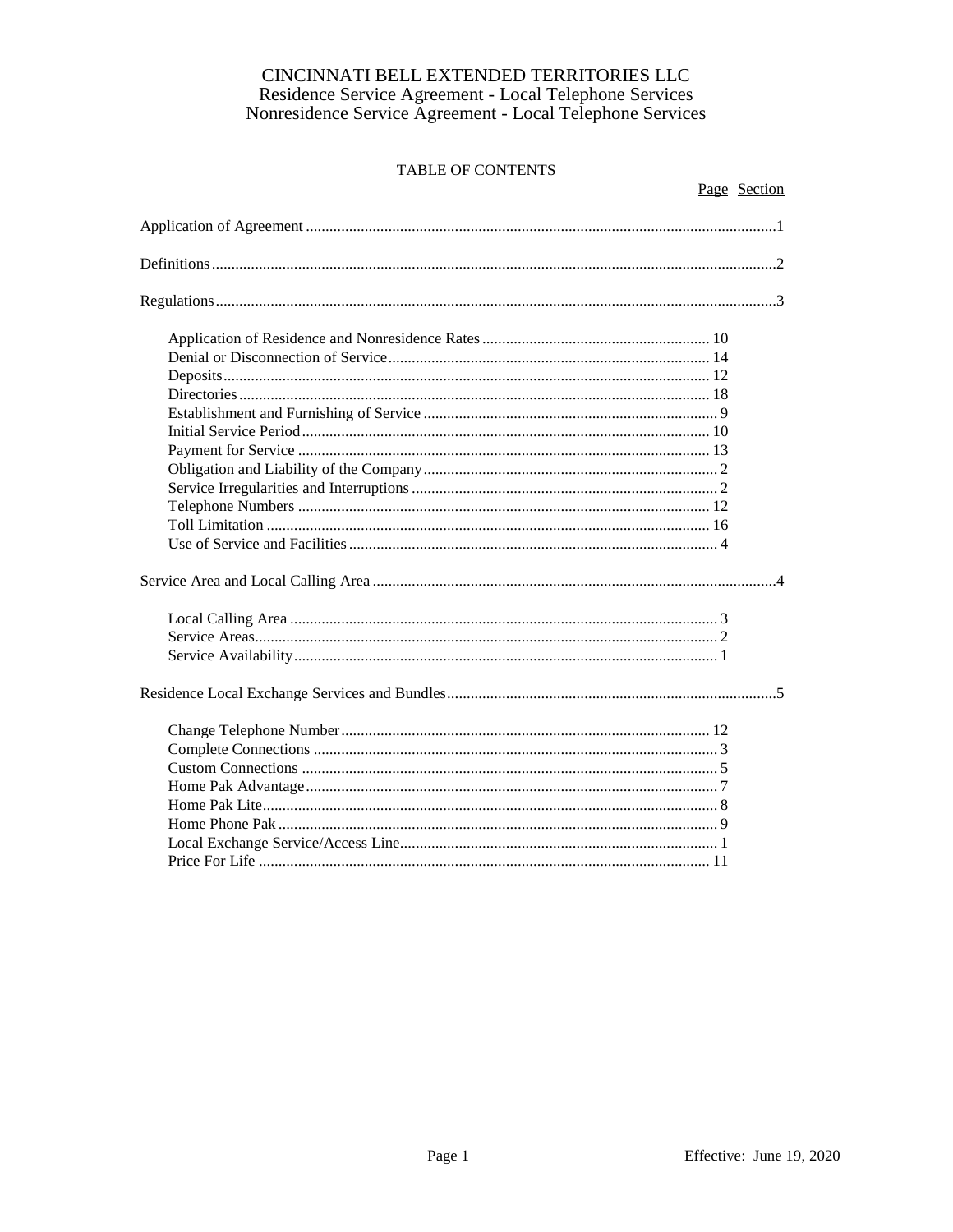CINCINNATI BELL EXTENDED TERRITORIES LLC
Residence Service Agreement - Local Telephone Services
Nonresidence Service Agreement - Local Telephone Services

TABLE OF CONTENTS

| | Page | Section |
|---|---|---|
| Application of Agreement | | 1 |
| Definitions | | 2 |
| Regulations | | 3 |
| Application of Residence and Nonresidence Rates | 10 | |
| Denial or Disconnection of Service | 14 | |
| Deposits | 12 | |
| Directories | 18 | |
| Establishment and Furnishing of Service | 9 | |
| Initial Service Period | 10 | |
| Payment for Service | 13 | |
| Obligation and Liability of the Company | 2 | |
| Service Irregularities and Interruptions | 2 | |
| Telephone Numbers | 12 | |
| Toll Limitation | 16 | |
| Use of Service and Facilities | 4 | |
| Service Area and Local Calling Area | | 4 |
| Local Calling Area | 3 | |
| Service Areas | 2 | |
| Service Availability | 1 | |
| Residence Local Exchange Services and Bundles | | 5 |
| Change Telephone Number | 12 | |
| Complete Connections | 3 | |
| Custom Connections | 5 | |
| Home Pak Advantage | 7 | |
| Home Pak Lite | 8 | |
| Home Phone Pak | 9 | |
| Local Exchange Service/Access Line | 1 | |
| Price For Life | 11 | |

Effective: June 19, 2020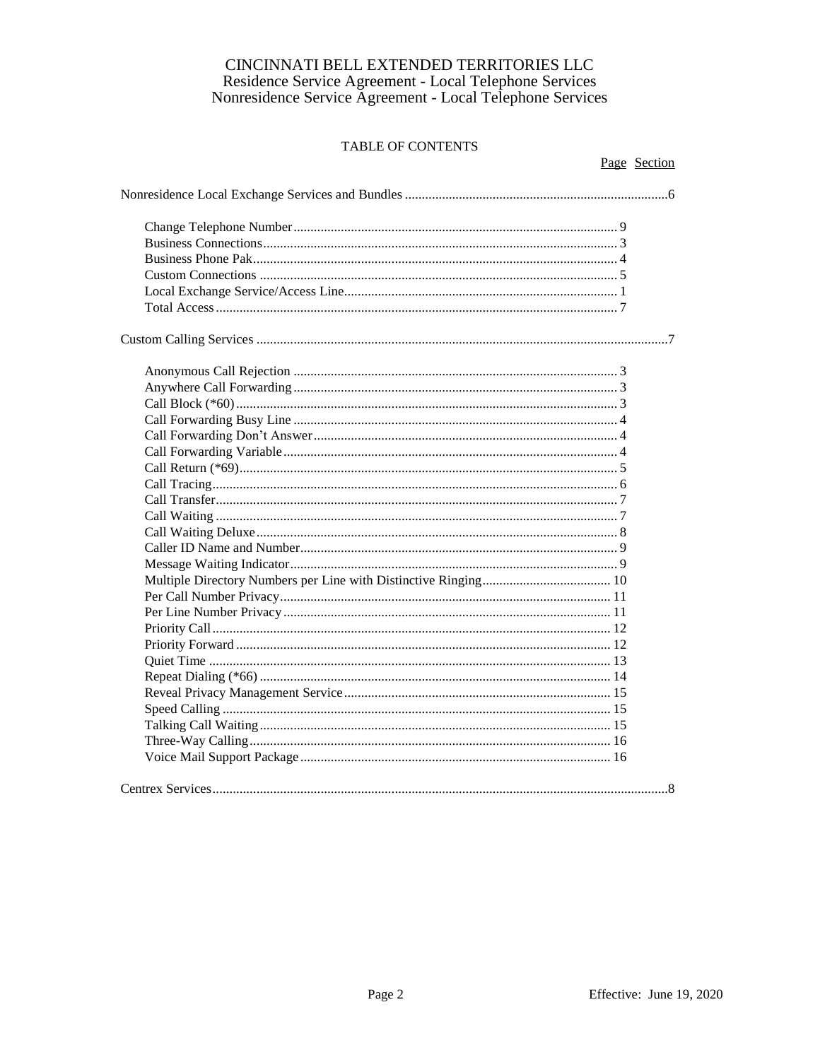# CINCINNATI BELL EXTENDED TERRITORIES LLC
## Residence Service Agreement - Local Telephone Services
## Nonresidence Service Agreement - Local Telephone Services

TABLE OF CONTENTS

| | Page | Section |
|---|---|---|
| **Nonresidence Local Exchange Services and Bundles** | | 6 |
| Change Telephone Number | 9 | |
| Business Connections | 3 | |
| Business Phone Pak | 4 | |
| Custom Connections | 5 | |
| Local Exchange Service/Access Line | 1 | |
| Total Access | 7 | |
| **Custom Calling Services** | | 7 |
| Anonymous Call Rejection | 3 | |
| Anywhere Call Forwarding | 3 | |
| Call Block (*60) | 3 | |
| Call Forwarding Busy Line | 4 | |
| Call Forwarding Don't Answer | 4 | |
| Call Forwarding Variable | 4 | |
| Call Return (*69) | 5 | |
| Call Tracing | 6 | |
| Call Transfer | 7 | |
| Call Waiting | 7 | |
| Call Waiting Deluxe | 8 | |
| Caller ID Name and Number | 9 | |
| Message Waiting Indicator | 9 | |
| Multiple Directory Numbers per Line with Distinctive Ringing | 10 | |
| Per Call Number Privacy | 11 | |
| Per Line Number Privacy | 11 | |
| Priority Call | 12 | |
| Priority Forward | 12 | |
| Quiet Time | 13 | |
| Repeat Dialing (*66) | 14 | |
| Reveal Privacy Management Service | 15 | |
| Speed Calling | 15 | |
| Talking Call Waiting | 15 | |
| Three-Way Calling | 16 | |
| Voice Mail Support Package | 16 | |
| **Centrex Services** | | 8 |

Effective: June 19, 2020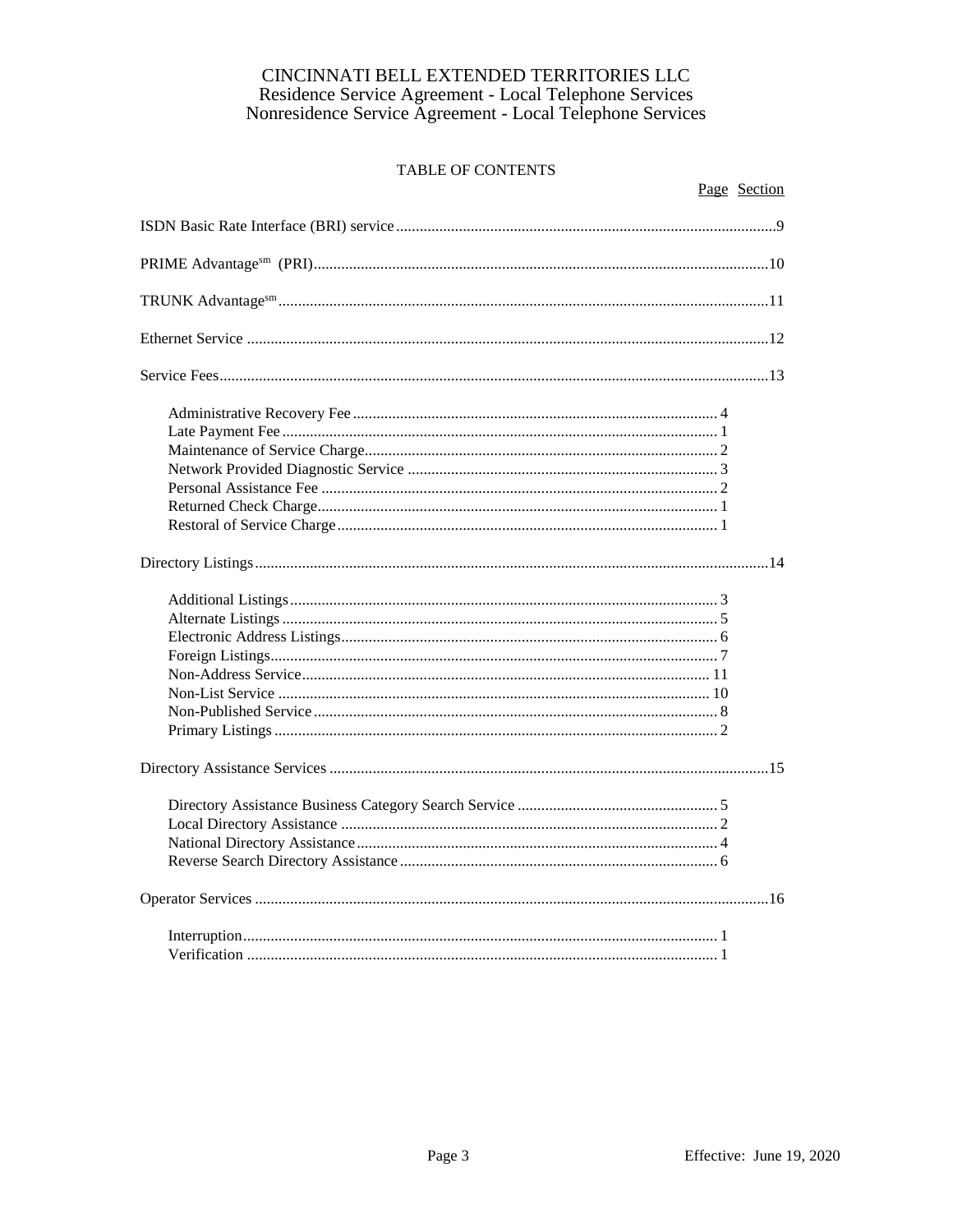# CINCINNATI BELL EXTENDED TERRITORIES LLC
Residence Service Agreement - Local Telephone Services
Nonresidence Service Agreement - Local Telephone Services

## TABLE OF CONTENTS

| | Page | Section |
|---|---|---|
| ISDN Basic Rate Interface (BRI) service | | 9 |
| PRIME Advantage[sm] (PRI) | | 10 |
| TRUNK Advantage[sm] | | 11 |
| Ethernet Service | | 12 |
| Service Fees | | 13 |
| Administrative Recovery Fee | 4 | |
| Late Payment Fee | 1 | |
| Maintenance of Service Charge | 2 | |
| Network Provided Diagnostic Service | 3 | |
| Personal Assistance Fee | 2 | |
| Returned Check Charge | 1 | |
| Restoral of Service Charge | 1 | |
| Directory Listings | | 14 |
| Additional Listings | 3 | |
| Alternate Listings | 5 | |
| Electronic Address Listings | 6 | |
| Foreign Listings | 7 | |
| Non-Address Service | 11 | |
| Non-List Service | 10 | |
| Non-Published Service | 8 | |
| Primary Listings | 2 | |
| Directory Assistance Services | | 15 |
| Directory Assistance Business Category Search Service | 5 | |
| Local Directory Assistance | 2 | |
| National Directory Assistance | 4 | |
| Reverse Search Directory Assistance | 6 | |
| Operator Services | | 16 |
| Interruption | 1 | |
| Verification | 1 | |

Effective: June 19, 2020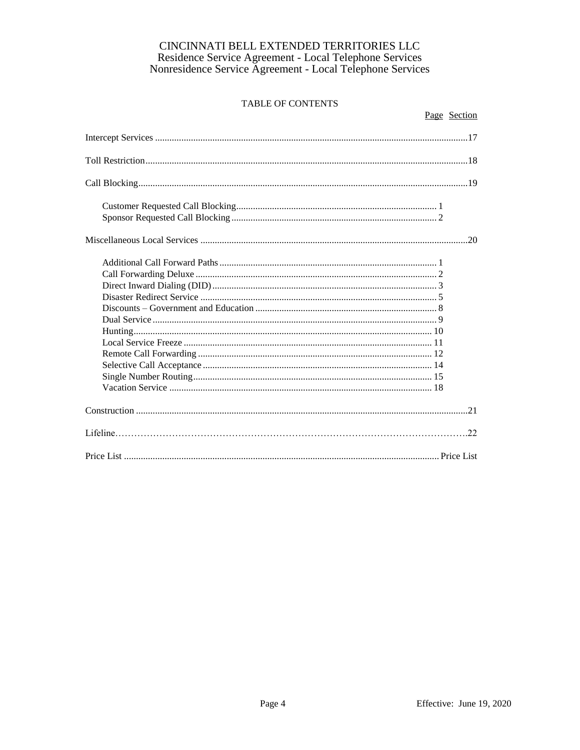# CINCINNATI BELL EXTENDED TERRITORIES LLC
## Residence Service Agreement - Local Telephone Services
## Nonresidence Service Agreement - Local Telephone Services

### TABLE OF CONTENTS

| | Page | Section |
|---|---|---|
| Intercept Services | | 17 |
| Toll Restriction | | 18 |
| Call Blocking | | 19 |
| Customer Requested Call Blocking | 1 | |
| Sponsor Requested Call Blocking | 2 | |
| Miscellaneous Local Services | | 20 |
| Additional Call Forward Paths | 1 | |
| Call Forwarding Deluxe | 2 | |
| Direct Inward Dialing (DID) | 3 | |
| Disaster Redirect Service | 5 | |
| Discounts – Government and Education | 8 | |
| Dual Service | 9 | |
| Hunting | 10 | |
| Local Service Freeze | 11 | |
| Remote Call Forwarding | 12 | |
| Selective Call Acceptance | 14 | |
| Single Number Routing | 15 | |
| Vacation Service | 18 | |
| Construction | | 21 |
| Lifeline | | 22 |
| Price List | | Price List |

Effective: June 19, 2020